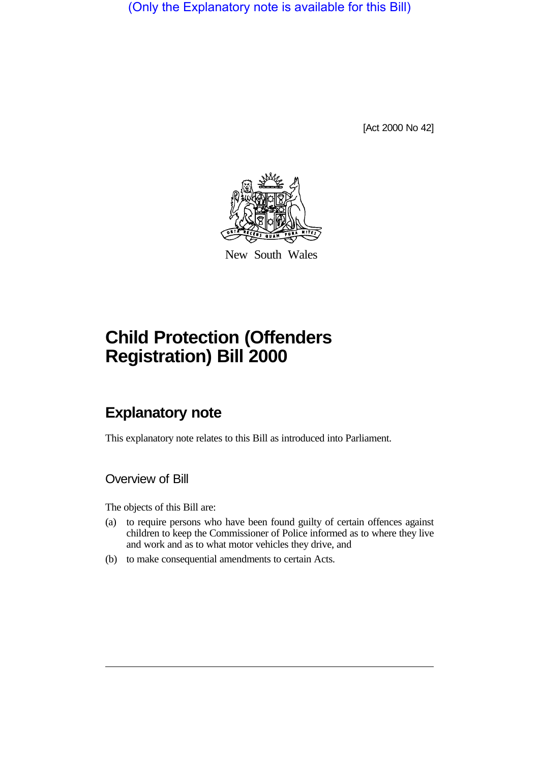(Only the Explanatory note is available for this Bill)

[Act 2000 No 42]

New South Wales

# Child Protection (Offenders Registration) Bill 2000

## Explanatory note

This explanatory note relates to this Bill as introduced into Parliament.

### Overview of Bill

The objects of this Bill are:

(a) to require persons who have been found guilty of certain offences against children to keep the Commissioner of Police informed as to where they live and work and as to what motor vehicles they drive, and

(b) to make consequential amendments to certain Acts.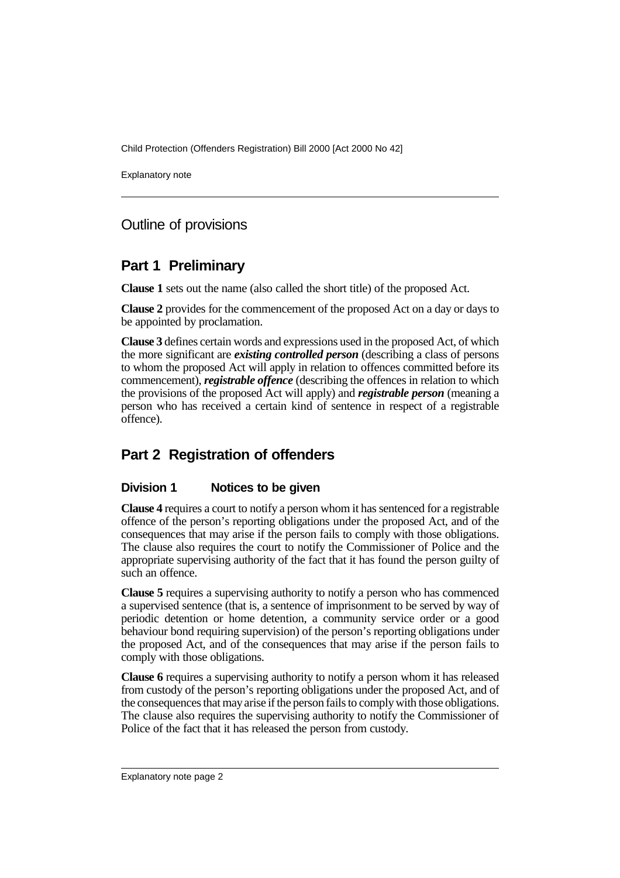## Outline of provisions

## Part 1 Preliminary

**Clause 1** sets out the name (also called the short title) of the proposed Act.

**Clause 2** provides for the commencement of the proposed Act on a day or days to be appointed by proclamation.

**Clause 3** defines certain words and expressions used in the proposed Act, of which the more significant are ***existing controlled person*** (describing a class of persons to whom the proposed Act will apply in relation to offences committed before its commencement), ***registrable offence*** (describing the offences in relation to which the provisions of the proposed Act will apply) and ***registrable person*** (meaning a person who has received a certain kind of sentence in respect of a registrable offence).

## Part 2 Registration of offenders

### Division 1 Notices to be given

**Clause 4** requires a court to notify a person whom it has sentenced for a registrable offence of the person's reporting obligations under the proposed Act, and of the consequences that may arise if the person fails to comply with those obligations. The clause also requires the court to notify the Commissioner of Police and the appropriate supervising authority of the fact that it has found the person guilty of such an offence.

**Clause 5** requires a supervising authority to notify a person who has commenced a supervised sentence (that is, a sentence of imprisonment to be served by way of periodic detention or home detention, a community service order or a good behaviour bond requiring supervision) of the person's reporting obligations under the proposed Act, and of the consequences that may arise if the person fails to comply with those obligations.

**Clause 6** requires a supervising authority to notify a person whom it has released from custody of the person's reporting obligations under the proposed Act, and of the consequences that may arise if the person fails to comply with those obligations. The clause also requires the supervising authority to notify the Commissioner of Police of the fact that it has released the person from custody.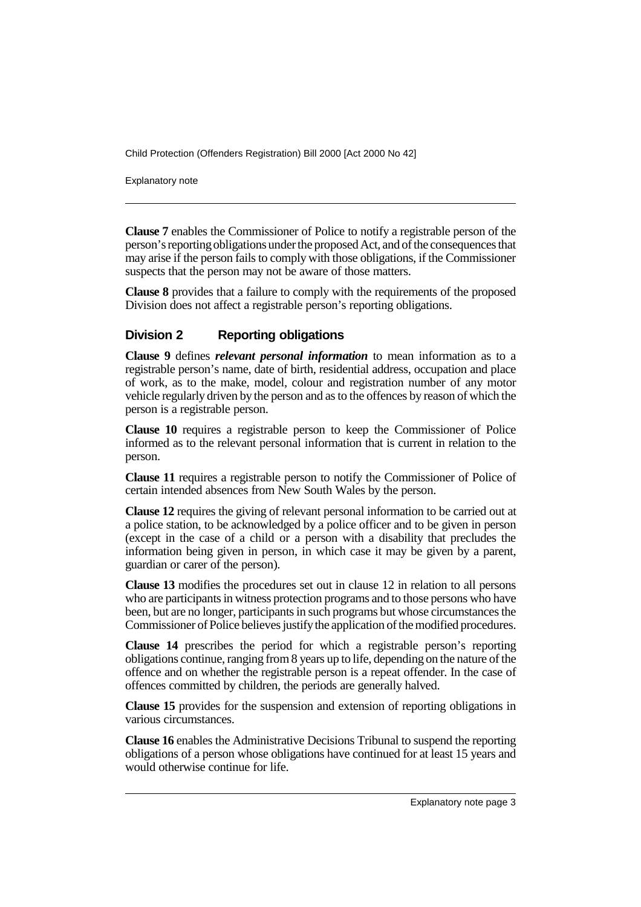**Clause 7** enables the Commissioner of Police to notify a registrable person of the person's reporting obligations under the proposed Act, and of the consequences that may arise if the person fails to comply with those obligations, if the Commissioner suspects that the person may not be aware of those matters.

**Clause 8** provides that a failure to comply with the requirements of the proposed Division does not affect a registrable person's reporting obligations.

## Division 2 Reporting obligations

**Clause 9** defines ***relevant personal information*** to mean information as to a registrable person's name, date of birth, residential address, occupation and place of work, as to the make, model, colour and registration number of any motor vehicle regularly driven by the person and as to the offences by reason of which the person is a registrable person.

**Clause 10** requires a registrable person to keep the Commissioner of Police informed as to the relevant personal information that is current in relation to the person.

**Clause 11** requires a registrable person to notify the Commissioner of Police of certain intended absences from New South Wales by the person.

**Clause 12** requires the giving of relevant personal information to be carried out at a police station, to be acknowledged by a police officer and to be given in person (except in the case of a child or a person with a disability that precludes the information being given in person, in which case it may be given by a parent, guardian or carer of the person).

**Clause 13** modifies the procedures set out in clause 12 in relation to all persons who are participants in witness protection programs and to those persons who have been, but are no longer, participants in such programs but whose circumstances the Commissioner of Police believes justify the application of the modified procedures.

**Clause 14** prescribes the period for which a registrable person's reporting obligations continue, ranging from 8 years up to life, depending on the nature of the offence and on whether the registrable person is a repeat offender. In the case of offences committed by children, the periods are generally halved.

**Clause 15** provides for the suspension and extension of reporting obligations in various circumstances.

**Clause 16** enables the Administrative Decisions Tribunal to suspend the reporting obligations of a person whose obligations have continued for at least 15 years and would otherwise continue for life.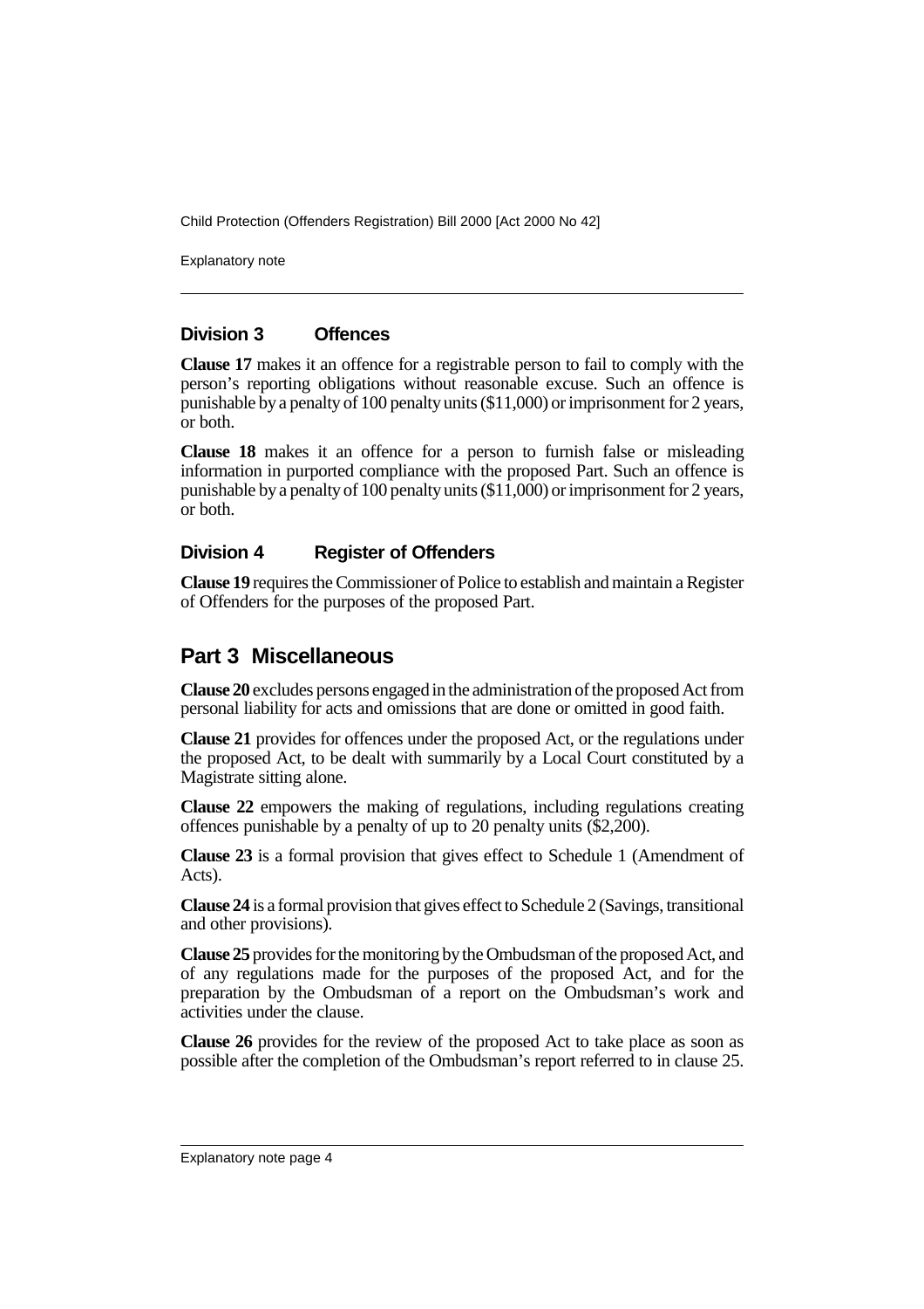### Division 3 Offences

**Clause 17** makes it an offence for a registrable person to fail to comply with the person's reporting obligations without reasonable excuse. Such an offence is punishable by a penalty of 100 penalty units ($11,000) or imprisonment for 2 years, or both.

**Clause 18** makes it an offence for a person to furnish false or misleading information in purported compliance with the proposed Part. Such an offence is punishable by a penalty of 100 penalty units ($11,000) or imprisonment for 2 years, or both.

### Division 4 Register of Offenders

**Clause 19** requires the Commissioner of Police to establish and maintain a Register of Offenders for the purposes of the proposed Part.

## Part 3 Miscellaneous

**Clause 20** excludes persons engaged in the administration of the proposed Act from personal liability for acts and omissions that are done or omitted in good faith.

**Clause 21** provides for offences under the proposed Act, or the regulations under the proposed Act, to be dealt with summarily by a Local Court constituted by a Magistrate sitting alone.

**Clause 22** empowers the making of regulations, including regulations creating offences punishable by a penalty of up to 20 penalty units ($2,200).

**Clause 23** is a formal provision that gives effect to Schedule 1 (Amendment of Acts).

**Clause 24** is a formal provision that gives effect to Schedule 2 (Savings, transitional and other provisions).

**Clause 25** provides for the monitoring by the Ombudsman of the proposed Act, and of any regulations made for the purposes of the proposed Act, and for the preparation by the Ombudsman of a report on the Ombudsman's work and activities under the clause.

**Clause 26** provides for the review of the proposed Act to take place as soon as possible after the completion of the Ombudsman's report referred to in clause 25.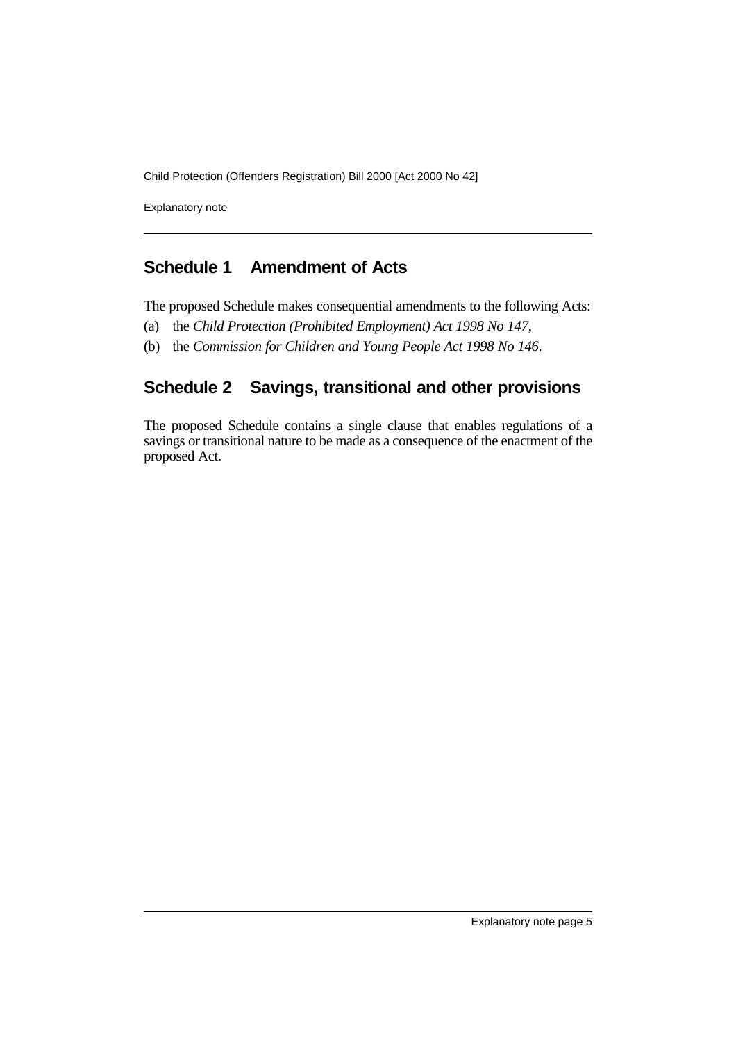## Schedule 1 Amendment of Acts

The proposed Schedule makes consequential amendments to the following Acts:

(a) the *Child Protection (Prohibited Employment) Act 1998 No 147*,

(b) the *Commission for Children and Young People Act 1998 No 146*.

## Schedule 2 Savings, transitional and other provisions

The proposed Schedule contains a single clause that enables regulations of a savings or transitional nature to be made as a consequence of the enactment of the proposed Act.